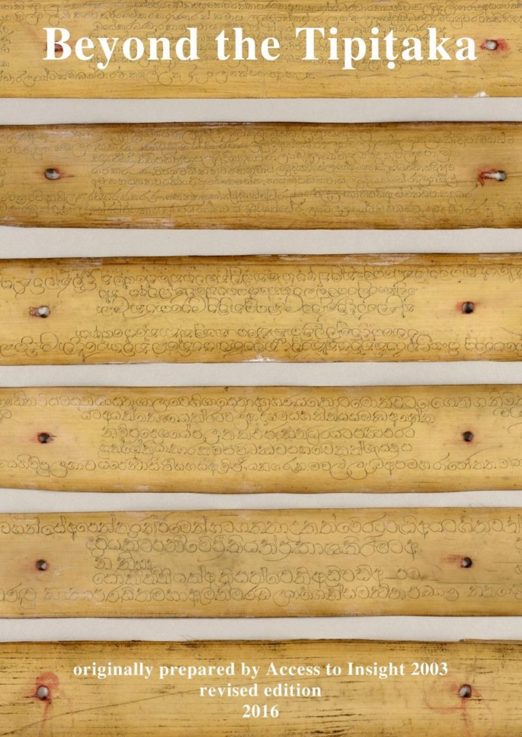# Beyond the Tipiṭaka

originally prepared by Access to Insight 2003

revised edition

2016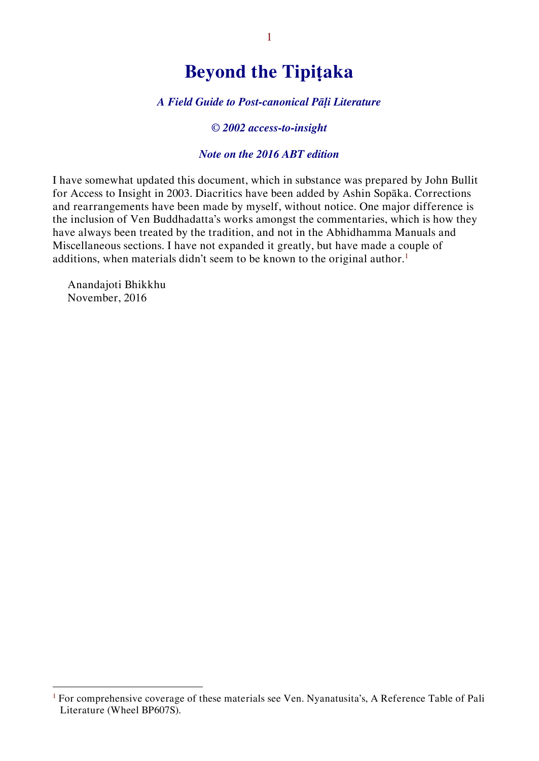# Beyond the Tipiṭaka

***A Field Guide to Post-canonical Pāḷi Literature***

***© 2002 access-to-insight***

***Note on the 2016 ABT edition***

I have somewhat updated this document, which in substance was prepared by John Bullit for Access to Insight in 2003. Diacritics have been added by Ashin Sopāka. Corrections and rearrangements have been made by myself, without notice. One major difference is the inclusion of Ven Buddhadatta's works amongst the commentaries, which is how they have always been treated by the tradition, and not in the Abhidhamma Manuals and Miscellaneous sections. I have not expanded it greatly, but have made a couple of additions, when materials didn't seem to be known to the original author.[1]

Anandajoti Bhikkhu
November, 2016

---

[1] For comprehensive coverage of these materials see Ven. Nyanatusita's, A Reference Table of Pali Literature (Wheel BP607S).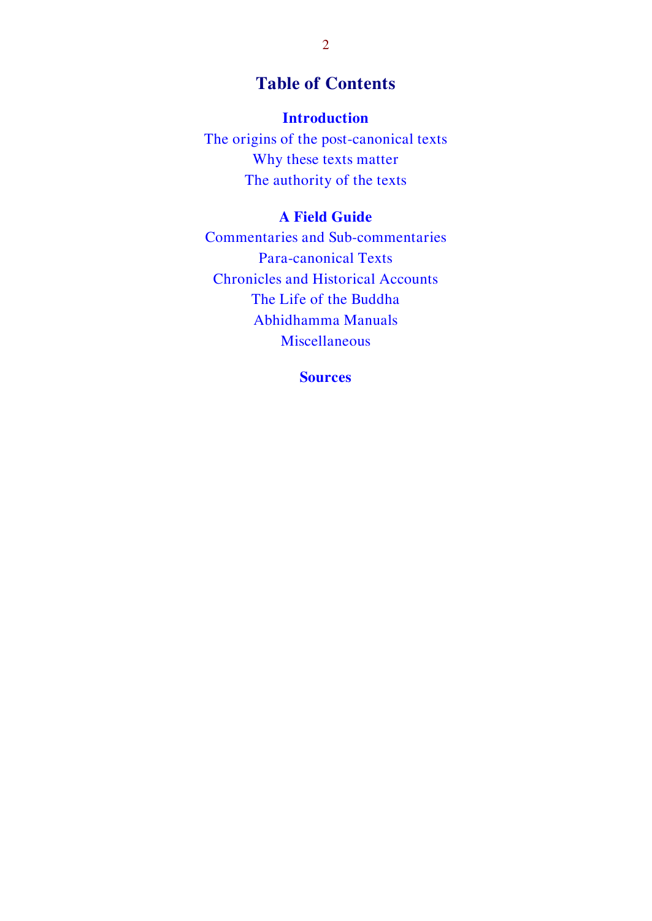# Table of Contents

## Introduction

The origins of the post-canonical texts

Why these texts matter

The authority of the texts

## A Field Guide

Commentaries and Sub-commentaries

Para-canonical Texts

Chronicles and Historical Accounts

The Life of the Buddha

Abhidhamma Manuals

Miscellaneous

## Sources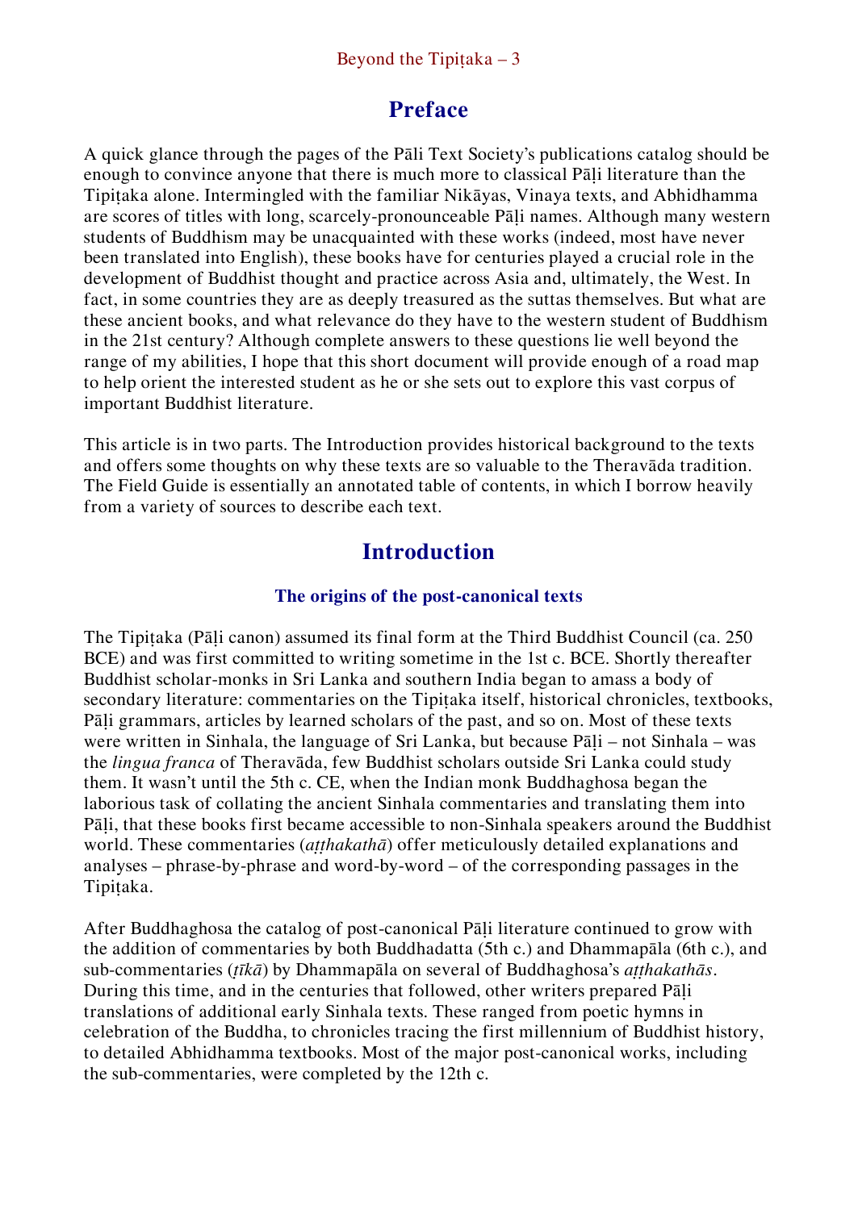## Preface

A quick glance through the pages of the Pāli Text Society's publications catalog should be enough to convince anyone that there is much more to classical Pāḷi literature than the Tipiṭaka alone. Intermingled with the familiar Nikāyas, Vinaya texts, and Abhidhamma are scores of titles with long, scarcely-pronounceable Pāḷi names. Although many western students of Buddhism may be unacquainted with these works (indeed, most have never been translated into English), these books have for centuries played a crucial role in the development of Buddhist thought and practice across Asia and, ultimately, the West. In fact, in some countries they are as deeply treasured as the suttas themselves. But what are these ancient books, and what relevance do they have to the western student of Buddhism in the 21st century? Although complete answers to these questions lie well beyond the range of my abilities, I hope that this short document will provide enough of a road map to help orient the interested student as he or she sets out to explore this vast corpus of important Buddhist literature.

This article is in two parts. The Introduction provides historical background to the texts and offers some thoughts on why these texts are so valuable to the Theravāda tradition. The Field Guide is essentially an annotated table of contents, in which I borrow heavily from a variety of sources to describe each text.

## Introduction

### The origins of the post-canonical texts

The Tipiṭaka (Pāḷi canon) assumed its final form at the Third Buddhist Council (ca. 250 BCE) and was first committed to writing sometime in the 1st c. BCE. Shortly thereafter Buddhist scholar-monks in Sri Lanka and southern India began to amass a body of secondary literature: commentaries on the Tipiṭaka itself, historical chronicles, textbooks, Pāḷi grammars, articles by learned scholars of the past, and so on. Most of these texts were written in Sinhala, the language of Sri Lanka, but because Pāḷi – not Sinhala – was the *lingua franca* of Theravāda, few Buddhist scholars outside Sri Lanka could study them. It wasn't until the 5th c. CE, when the Indian monk Buddhaghosa began the laborious task of collating the ancient Sinhala commentaries and translating them into Pāḷi, that these books first became accessible to non-Sinhala speakers around the Buddhist world. These commentaries (*aṭṭhakathā*) offer meticulously detailed explanations and analyses – phrase-by-phrase and word-by-word – of the corresponding passages in the Tipiṭaka.

After Buddhaghosa the catalog of post-canonical Pāḷi literature continued to grow with the addition of commentaries by both Buddhadatta (5th c.) and Dhammapāla (6th c.), and sub-commentaries (*ṭīkā*) by Dhammapāla on several of Buddhaghosa's *aṭṭhakathās*. During this time, and in the centuries that followed, other writers prepared Pāḷi translations of additional early Sinhala texts. These ranged from poetic hymns in celebration of the Buddha, to chronicles tracing the first millennium of Buddhist history, to detailed Abhidhamma textbooks. Most of the major post-canonical works, including the sub-commentaries, were completed by the 12th c.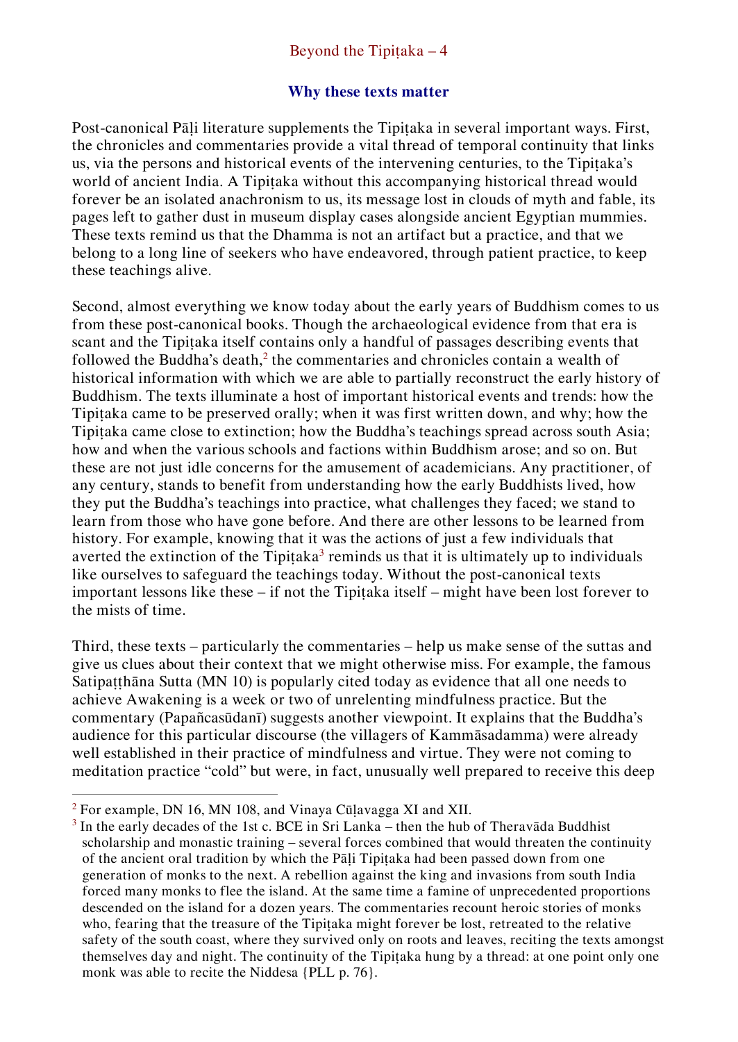## Why these texts matter

Post-canonical Pāḷi literature supplements the Tipiṭaka in several important ways. First, the chronicles and commentaries provide a vital thread of temporal continuity that links us, via the persons and historical events of the intervening centuries, to the Tipiṭaka's world of ancient India. A Tipiṭaka without this accompanying historical thread would forever be an isolated anachronism to us, its message lost in clouds of myth and fable, its pages left to gather dust in museum display cases alongside ancient Egyptian mummies. These texts remind us that the Dhamma is not an artifact but a practice, and that we belong to a long line of seekers who have endeavored, through patient practice, to keep these teachings alive.

Second, almost everything we know today about the early years of Buddhism comes to us from these post-canonical books. Though the archaeological evidence from that era is scant and the Tipiṭaka itself contains only a handful of passages describing events that followed the Buddha's death,[2] the commentaries and chronicles contain a wealth of historical information with which we are able to partially reconstruct the early history of Buddhism. The texts illuminate a host of important historical events and trends: how the Tipiṭaka came to be preserved orally; when it was first written down, and why; how the Tipiṭaka came close to extinction; how the Buddha's teachings spread across south Asia; how and when the various schools and factions within Buddhism arose; and so on. But these are not just idle concerns for the amusement of academicians. Any practitioner, of any century, stands to benefit from understanding how the early Buddhists lived, how they put the Buddha's teachings into practice, what challenges they faced; we stand to learn from those who have gone before. And there are other lessons to be learned from history. For example, knowing that it was the actions of just a few individuals that averted the extinction of the Tipiṭaka[3] reminds us that it is ultimately up to individuals like ourselves to safeguard the teachings today. Without the post-canonical texts important lessons like these – if not the Tipiṭaka itself – might have been lost forever to the mists of time.

Third, these texts – particularly the commentaries – help us make sense of the suttas and give us clues about their context that we might otherwise miss. For example, the famous Satipaṭṭhāna Sutta (MN 10) is popularly cited today as evidence that all one needs to achieve Awakening is a week or two of unrelenting mindfulness practice. But the commentary (Papañcasūdanī) suggests another viewpoint. It explains that the Buddha's audience for this particular discourse (the villagers of Kammāsadamma) were already well established in their practice of mindfulness and virtue. They were not coming to meditation practice "cold" but were, in fact, unusually well prepared to receive this deep

---

[2] For example, DN 16, MN 108, and Vinaya Cūḷavagga XI and XII.

[3] In the early decades of the 1st c. BCE in Sri Lanka – then the hub of Theravāda Buddhist scholarship and monastic training – several forces combined that would threaten the continuity of the ancient oral tradition by which the Pāḷi Tipiṭaka had been passed down from one generation of monks to the next. A rebellion against the king and invasions from south India forced many monks to flee the island. At the same time a famine of unprecedented proportions descended on the island for a dozen years. The commentaries recount heroic stories of monks who, fearing that the treasure of the Tipiṭaka might forever be lost, retreated to the relative safety of the south coast, where they survived only on roots and leaves, reciting the texts amongst themselves day and night. The continuity of the Tipiṭaka hung by a thread: at one point only one monk was able to recite the Niddesa {PLL p. 76}.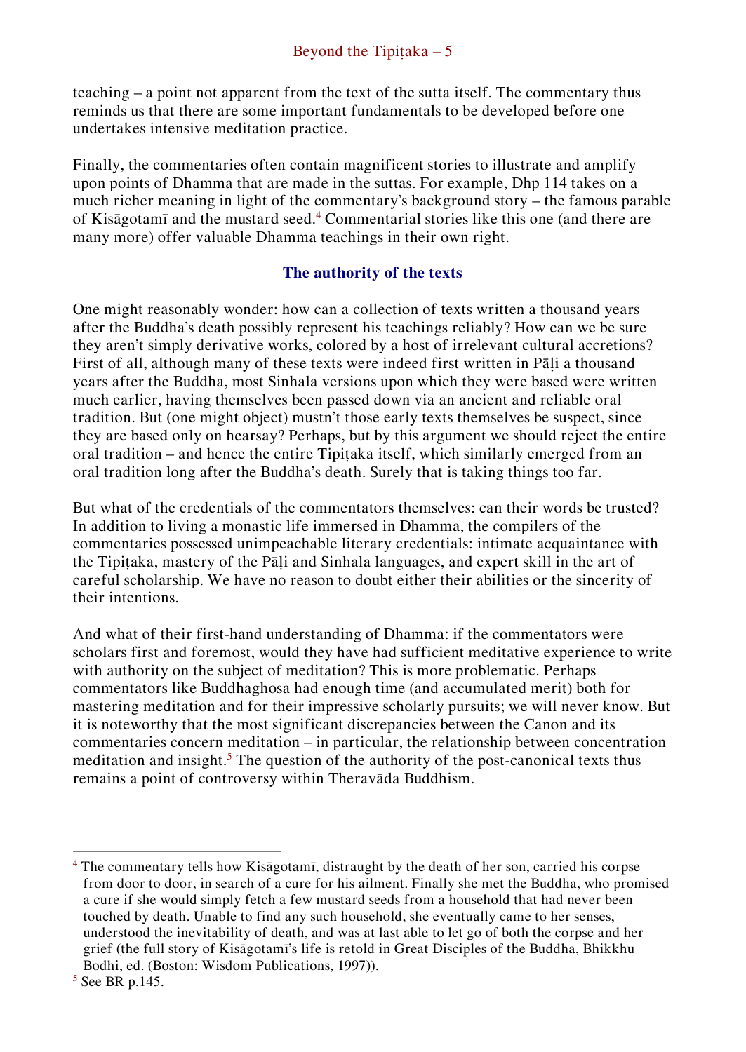teaching – a point not apparent from the text of the sutta itself. The commentary thus reminds us that there are some important fundamentals to be developed before one undertakes intensive meditation practice.

Finally, the commentaries often contain magnificent stories to illustrate and amplify upon points of Dhamma that are made in the suttas. For example, Dhp 114 takes on a much richer meaning in light of the commentary's background story – the famous parable of Kisāgotamī and the mustard seed.[4] Commentarial stories like this one (and there are many more) offer valuable Dhamma teachings in their own right.

## The authority of the texts

One might reasonably wonder: how can a collection of texts written a thousand years after the Buddha's death possibly represent his teachings reliably? How can we be sure they aren't simply derivative works, colored by a host of irrelevant cultural accretions? First of all, although many of these texts were indeed first written in Pāḷi a thousand years after the Buddha, most Sinhala versions upon which they were based were written much earlier, having themselves been passed down via an ancient and reliable oral tradition. But (one might object) mustn't those early texts themselves be suspect, since they are based only on hearsay? Perhaps, but by this argument we should reject the entire oral tradition – and hence the entire Tipiṭaka itself, which similarly emerged from an oral tradition long after the Buddha's death. Surely that is taking things too far.

But what of the credentials of the commentators themselves: can their words be trusted? In addition to living a monastic life immersed in Dhamma, the compilers of the commentaries possessed unimpeachable literary credentials: intimate acquaintance with the Tipiṭaka, mastery of the Pāḷi and Sinhala languages, and expert skill in the art of careful scholarship. We have no reason to doubt either their abilities or the sincerity of their intentions.

And what of their first-hand understanding of Dhamma: if the commentators were scholars first and foremost, would they have had sufficient meditative experience to write with authority on the subject of meditation? This is more problematic. Perhaps commentators like Buddhaghosa had enough time (and accumulated merit) both for mastering meditation and for their impressive scholarly pursuits; we will never know. But it is noteworthy that the most significant discrepancies between the Canon and its commentaries concern meditation – in particular, the relationship between concentration meditation and insight.[5] The question of the authority of the post-canonical texts thus remains a point of controversy within Theravāda Buddhism.

---

[4] The commentary tells how Kisāgotamī, distraught by the death of her son, carried his corpse from door to door, in search of a cure for his ailment. Finally she met the Buddha, who promised a cure if she would simply fetch a few mustard seeds from a household that had never been touched by death. Unable to find any such household, she eventually came to her senses, understood the inevitability of death, and was at last able to let go of both the corpse and her grief (the full story of Kisāgotamī's life is retold in Great Disciples of the Buddha, Bhikkhu Bodhi, ed. (Boston: Wisdom Publications, 1997)).

[5] See BR p.145.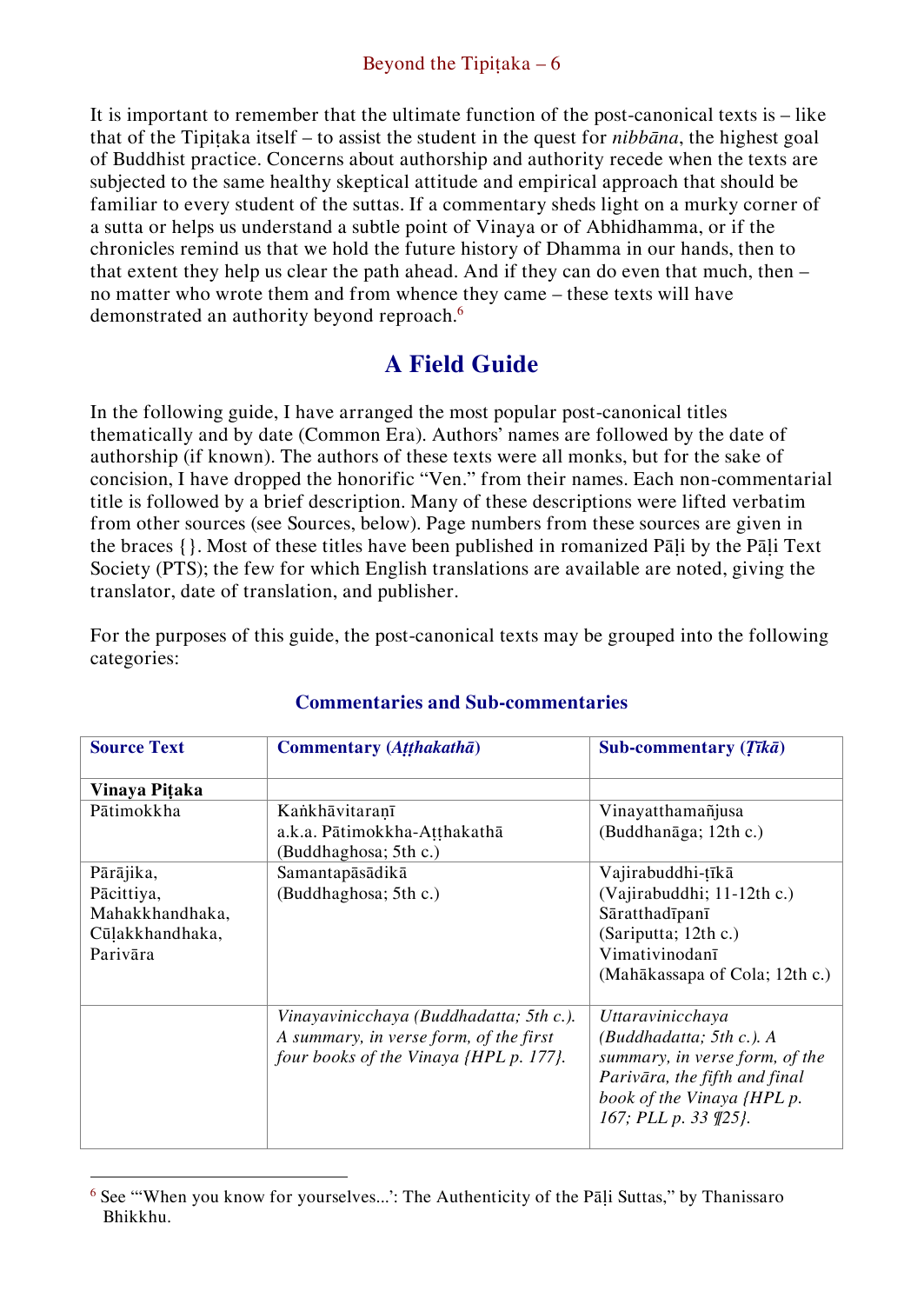It is important to remember that the ultimate function of the post-canonical texts is – like that of the Tipiṭaka itself – to assist the student in the quest for *nibbāna*, the highest goal of Buddhist practice. Concerns about authorship and authority recede when the texts are subjected to the same healthy skeptical attitude and empirical approach that should be familiar to every student of the suttas. If a commentary sheds light on a murky corner of a sutta or helps us understand a subtle point of Vinaya or of Abhidhamma, or if the chronicles remind us that we hold the future history of Dhamma in our hands, then to that extent they help us clear the path ahead. And if they can do even that much, then – no matter who wrote them and from whence they came – these texts will have demonstrated an authority beyond reproach.[6]

## A Field Guide

In the following guide, I have arranged the most popular post-canonical titles thematically and by date (Common Era). Authors' names are followed by the date of authorship (if known). The authors of these texts were all monks, but for the sake of concision, I have dropped the honorific "Ven." from their names. Each non-commentarial title is followed by a brief description. Many of these descriptions were lifted verbatim from other sources (see Sources, below). Page numbers from these sources are given in the braces {}. Most of these titles have been published in romanized Pāḷi by the Pāḷi Text Society (PTS); the few for which English translations are available are noted, giving the translator, date of translation, and publisher.

For the purposes of this guide, the post-canonical texts may be grouped into the following categories:

### Commentaries and Sub-commentaries

| Source Text | Commentary (*Aṭṭhakathā*) | Sub-commentary (*Ṭīkā*) |
|---|---|---|
| **Vinaya Piṭaka** | | |
| Pātimokkha | Kaṅkhāvitaraṇī a.k.a. Pātimokkha-Aṭṭhakathā (Buddhaghosa; 5th c.) | Vinayatthamañjusa (Buddhanāga; 12th c.) |
| Pārājika, Pācittiya, Mahakkhandhaka, Cūḷakkhandhaka, Parivāra | Samantapāsādikā (Buddhaghosa; 5th c.) | Vajirabuddhi-ṭīkā (Vajirabuddhi; 11-12th c.) Sāratthadīpanī (Sariputta; 12th c.) Vimativinodanī (Mahākassapa of Cola; 12th c.) |
| | *Vinayavinicchaya (Buddhadatta; 5th c.). A summary, in verse form, of the first four books of the Vinaya {HPL p. 177}.* | *Uttaravinicchaya (Buddhadatta; 5th c.). A summary, in verse form, of the Parivāra, the fifth and final book of the Vinaya {HPL p. 167; PLL p. 33 ¶25}.* |

[6] See "'When you know for yourselves...': The Authenticity of the Pāḷi Suttas," by Thanissaro Bhikkhu.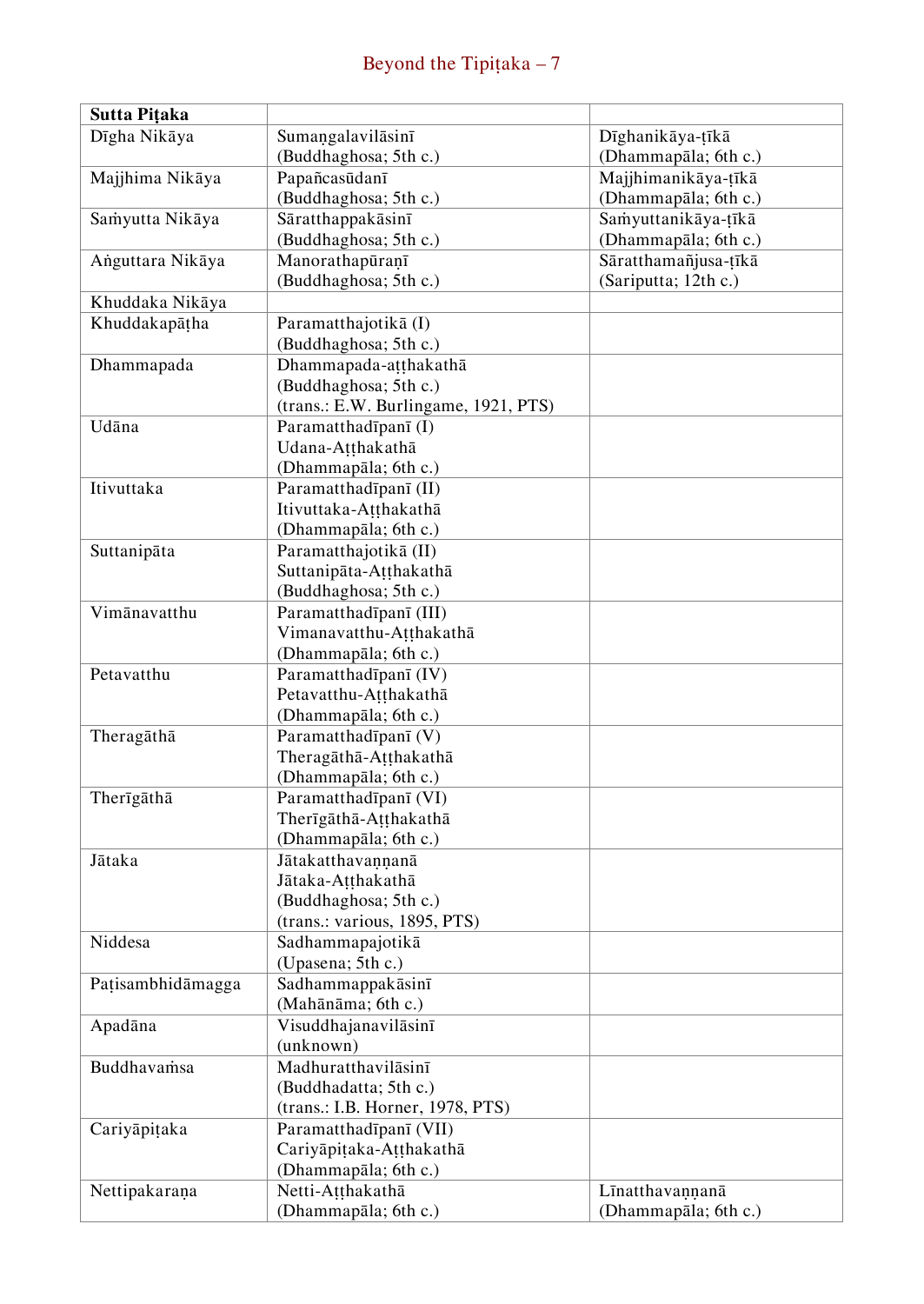| Sutta Piṭaka | | |
|---|---|---|
| Dīgha Nikāya | Sumaṇgalavilāsinī (Buddhaghosa; 5th c.) | Dīghanikāya-ṭīkā (Dhammapāla; 6th c.) |
| Majjhima Nikāya | Papañcasūdanī (Buddhaghosa; 5th c.) | Majjhimanikāya-ṭīkā (Dhammapāla; 6th c.) |
| Saṁyutta Nikāya | Sāratthappakāsinī (Buddhaghosa; 5th c.) | Saṁyuttanikāya-ṭīkā (Dhammapāla; 6th c.) |
| Aṅguttara Nikāya | Manorathapūraṇī (Buddhaghosa; 5th c.) | Sāratthamañjusa-ṭīkā (Sariputta; 12th c.) |
| Khuddaka Nikāya | | |
| Khuddakapāṭha | Paramatthajotikā (I) (Buddhaghosa; 5th c.) | |
| Dhammapada | Dhammapada-aṭṭhakathā (Buddhaghosa; 5th c.) (trans.: E.W. Burlingame, 1921, PTS) | |
| Udāna | Paramatthadīpanī (I) Udana-Aṭṭhakathā (Dhammapāla; 6th c.) | |
| Itivuttaka | Paramatthadīpanī (II) Itivuttaka-Aṭṭhakathā (Dhammapāla; 6th c.) | |
| Suttanipāta | Paramatthajotikā (II) Suttanipāta-Aṭṭhakathā (Buddhaghosa; 5th c.) | |
| Vimānavatthu | Paramatthadīpanī (III) Vimanavatthu-Aṭṭhakathā (Dhammapāla; 6th c.) | |
| Petavatthu | Paramatthadīpanī (IV) Petavatthu-Aṭṭhakathā (Dhammapāla; 6th c.) | |
| Theragāthā | Paramatthadīpanī (V) Theragāthā-Aṭṭhakathā (Dhammapāla; 6th c.) | |
| Therīgāthā | Paramatthadīpanī (VI) Therīgāthā-Aṭṭhakathā (Dhammapāla; 6th c.) | |
| Jātaka | Jātakatthavaṇṇanā Jātaka-Aṭṭhakathā (Buddhaghosa; 5th c.) (trans.: various, 1895, PTS) | |
| Niddesa | Sadhammapajotikā (Upasena; 5th c.) | |
| Paṭisambhidāmagga | Sadhammappakāsinī (Mahānāma; 6th c.) | |
| Apadāna | Visuddhajanavilāsinī (unknown) | |
| Buddhavaṁsa | Madhuratthavilāsinī (Buddhadatta; 5th c.) (trans.: I.B. Horner, 1978, PTS) | |
| Cariyāpiṭaka | Paramatthadīpanī (VII) Cariyāpiṭaka-Aṭṭhakathā (Dhammapāla; 6th c.) | |
| Nettipakaraṇa | Netti-Aṭṭhakathā (Dhammapāla; 6th c.) | Līnatthavaṇṇanā (Dhammapāla; 6th c.) |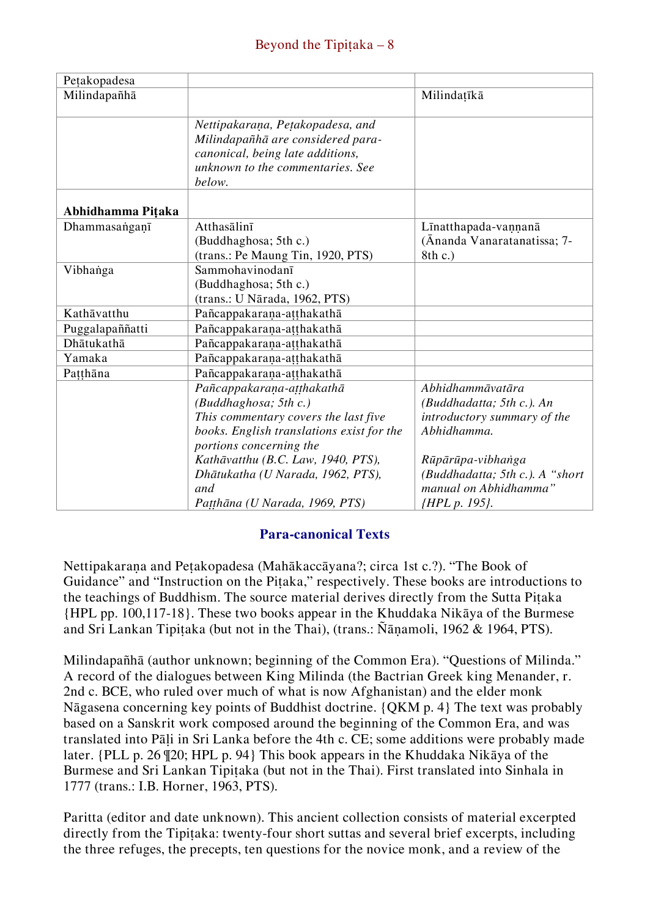| | | |
|---|---|---|
| Peṭakopadesa | | |
| Milindapañhā | | Milindaṭīkā |
| | *Nettipakaraṇa, Peṭakopadesa, and Milindapañhā are considered para-canonical, being late additions, unknown to the commentaries. See below.* | |
| **Abhidhamma Piṭaka** | | |
| Dhammasaṅgaṇī | Atthasālinī (Buddhaghosa; 5th c.) (trans.: Pe Maung Tin, 1920, PTS) | Līnatthapada-vaṇṇanā (Ānanda Vanaratanatissa; 7-8th c.) |
| Vibhaṅga | Sammohavinodanī (Buddhaghosa; 5th c.) (trans.: U Nārada, 1962, PTS) | |
| Kathāvatthu | Pañcappakaraṇa-aṭṭhakathā | |
| Puggalapaññatti | Pañcappakaraṇa-aṭṭhakathā | |
| Dhātukathā | Pañcappakaraṇa-aṭṭhakathā | |
| Yamaka | Pañcappakaraṇa-aṭṭhakathā | |
| Paṭṭhāna | Pañcappakaraṇa-aṭṭhakathā | |
| | *Pañcappakaraṇa-aṭṭhakathā (Buddhaghosa; 5th c.) This commentary covers the last five books. English translations exist for the portions concerning the Kathāvatthu (B.C. Law, 1940, PTS), Dhātukatha (U Narada, 1962, PTS), and Paṭṭhāna (U Narada, 1969, PTS)* | *Abhidhammāvatāra (Buddhadatta; 5th c.). An introductory summary of the Abhidhamma.* <br><br> *Rūpārūpa-vibhaṅga (Buddhadatta; 5th c.). A "short manual on Abhidhamma" {HPL p. 195}.* |

## Para-canonical Texts

Nettipakaraṇa and Peṭakopadesa (Mahākaccāyana?; circa 1st c.?). "The Book of Guidance" and "Instruction on the Piṭaka," respectively. These books are introductions to the teachings of Buddhism. The source material derives directly from the Sutta Piṭaka {HPL pp. 100,117-18}. These two books appear in the Khuddaka Nikāya of the Burmese and Sri Lankan Tipiṭaka (but not in the Thai), (trans.: Ñāṇamoli, 1962 & 1964, PTS).

Milindapañhā (author unknown; beginning of the Common Era). "Questions of Milinda." A record of the dialogues between King Milinda (the Bactrian Greek king Menander, r. 2nd c. BCE, who ruled over much of what is now Afghanistan) and the elder monk Nāgasena concerning key points of Buddhist doctrine. {QKM p. 4} The text was probably based on a Sanskrit work composed around the beginning of the Common Era, and was translated into Pāḷi in Sri Lanka before the 4th c. CE; some additions were probably made later. {PLL p. 26 ¶20; HPL p. 94} This book appears in the Khuddaka Nikāya of the Burmese and Sri Lankan Tipiṭaka (but not in the Thai). First translated into Sinhala in 1777 (trans.: I.B. Horner, 1963, PTS).

Paritta (editor and date unknown). This ancient collection consists of material excerpted directly from the Tipiṭaka: twenty-four short suttas and several brief excerpts, including the three refuges, the precepts, ten questions for the novice monk, and a review of the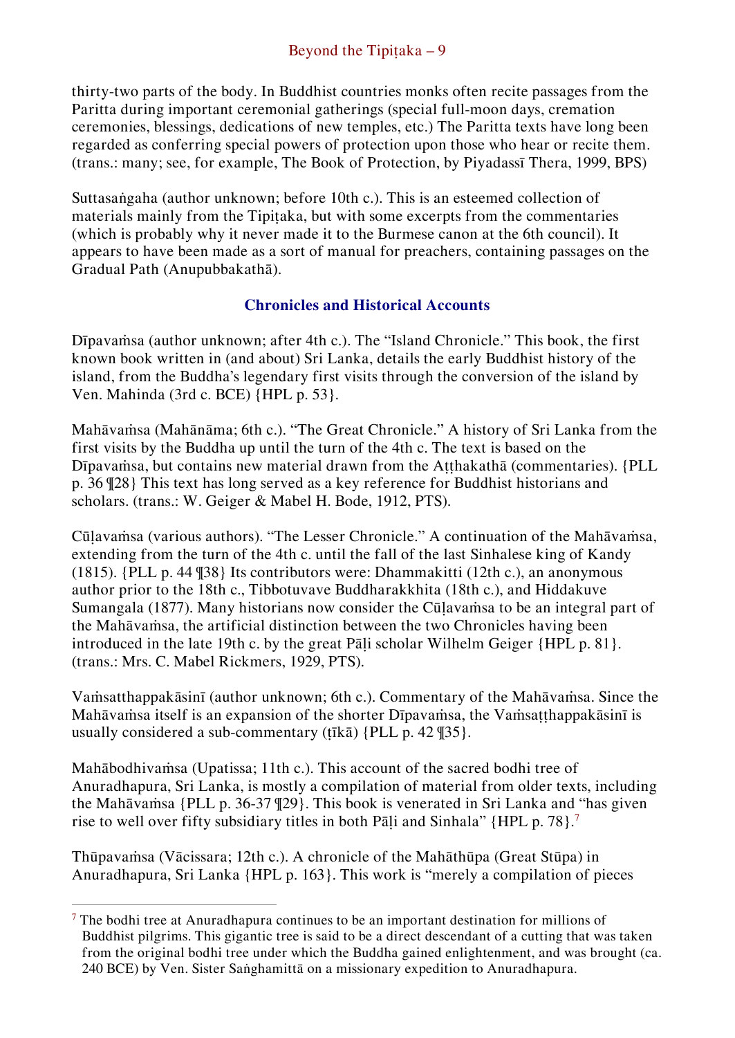thirty-two parts of the body. In Buddhist countries monks often recite passages from the Paritta during important ceremonial gatherings (special full-moon days, cremation ceremonies, blessings, dedications of new temples, etc.) The Paritta texts have long been regarded as conferring special powers of protection upon those who hear or recite them. (trans.: many; see, for example, The Book of Protection, by Piyadassī Thera, 1999, BPS)

Suttasaṅgaha (author unknown; before 10th c.). This is an esteemed collection of materials mainly from the Tipiṭaka, but with some excerpts from the commentaries (which is probably why it never made it to the Burmese canon at the 6th council). It appears to have been made as a sort of manual for preachers, containing passages on the Gradual Path (Anupubbakathā).

## Chronicles and Historical Accounts

Dīpavaṁsa (author unknown; after 4th c.). The "Island Chronicle." This book, the first known book written in (and about) Sri Lanka, details the early Buddhist history of the island, from the Buddha's legendary first visits through the conversion of the island by Ven. Mahinda (3rd c. BCE) {HPL p. 53}.

Mahāvaṁsa (Mahānāma; 6th c.). "The Great Chronicle." A history of Sri Lanka from the first visits by the Buddha up until the turn of the 4th c. The text is based on the Dīpavaṁsa, but contains new material drawn from the Aṭṭhakathā (commentaries). {PLL p. 36 ¶28} This text has long served as a key reference for Buddhist historians and scholars. (trans.: W. Geiger & Mabel H. Bode, 1912, PTS).

Cūḷavaṁsa (various authors). "The Lesser Chronicle." A continuation of the Mahāvaṁsa, extending from the turn of the 4th c. until the fall of the last Sinhalese king of Kandy (1815). {PLL p. 44 ¶38} Its contributors were: Dhammakitti (12th c.), an anonymous author prior to the 18th c., Tibbotuvave Buddharakkhita (18th c.), and Hiddakuve Sumangala (1877). Many historians now consider the Cūḷavaṁsa to be an integral part of the Mahāvaṁsa, the artificial distinction between the two Chronicles having been introduced in the late 19th c. by the great Pāḷi scholar Wilhelm Geiger {HPL p. 81}. (trans.: Mrs. C. Mabel Rickmers, 1929, PTS).

Vaṁsatthappakāsinī (author unknown; 6th c.). Commentary of the Mahāvaṁsa. Since the Mahāvaṁsa itself is an expansion of the shorter Dīpavaṁsa, the Vaṁsaṭṭhappakāsinī is usually considered a sub-commentary (ṭīkā) {PLL p. 42 ¶35}.

Mahābodhivaṁsa (Upatissa; 11th c.). This account of the sacred bodhi tree of Anuradhapura, Sri Lanka, is mostly a compilation of material from older texts, including the Mahāvaṁsa {PLL p. 36-37 ¶29}. This book is venerated in Sri Lanka and "has given rise to well over fifty subsidiary titles in both Pāḷi and Sinhala" {HPL p. 78}.[7]

Thūpavaṁsa (Vācissara; 12th c.). A chronicle of the Mahāthūpa (Great Stūpa) in Anuradhapura, Sri Lanka {HPL p. 163}. This work is "merely a compilation of pieces

[7] The bodhi tree at Anuradhapura continues to be an important destination for millions of Buddhist pilgrims. This gigantic tree is said to be a direct descendant of a cutting that was taken from the original bodhi tree under which the Buddha gained enlightenment, and was brought (ca. 240 BCE) by Ven. Sister Saṅghamittā on a missionary expedition to Anuradhapura.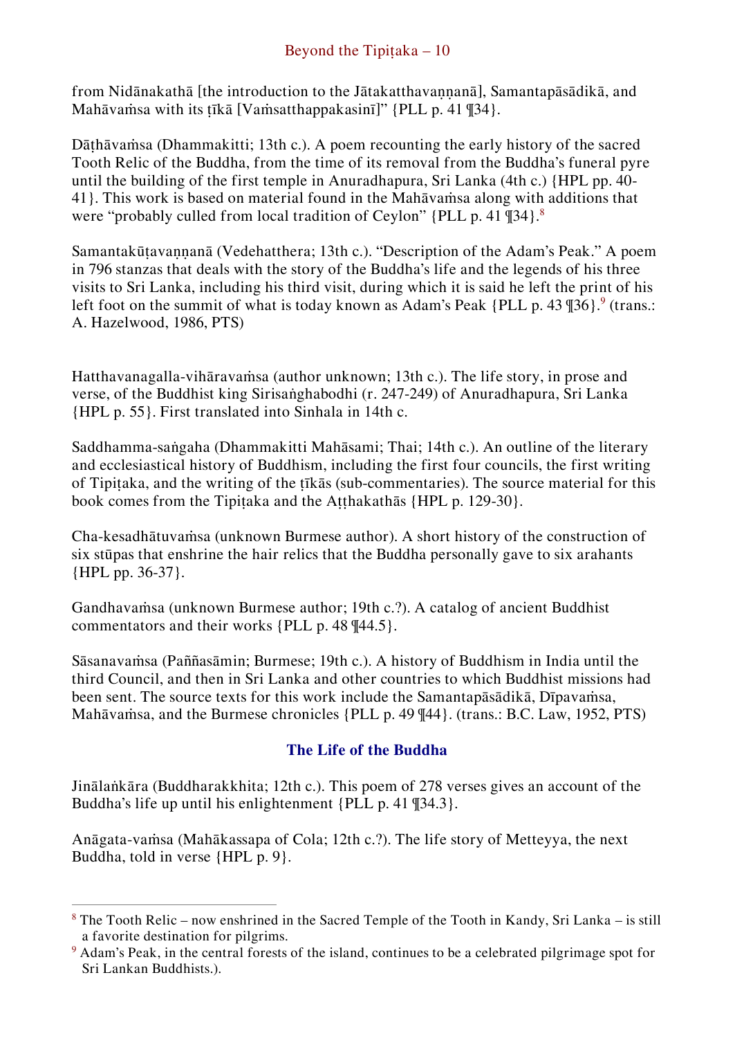from Nidānakathā [the introduction to the Jātakatthavaṇṇanā], Samantapāsādikā, and Mahāvaṁsa with its ṭīkā [Vaṁsatthappakasinī]" {PLL p. 41 ¶34}.

Dāṭhāvaṁsa (Dhammakitti; 13th c.). A poem recounting the early history of the sacred Tooth Relic of the Buddha, from the time of its removal from the Buddha's funeral pyre until the building of the first temple in Anuradhapura, Sri Lanka (4th c.) {HPL pp. 40-41}. This work is based on material found in the Mahāvaṁsa along with additions that were "probably culled from local tradition of Ceylon" {PLL p. 41 ¶34}.[8]

Samantakūṭavaṇṇanā (Vedehatthera; 13th c.). "Description of the Adam's Peak." A poem in 796 stanzas that deals with the story of the Buddha's life and the legends of his three visits to Sri Lanka, including his third visit, during which it is said he left the print of his left foot on the summit of what is today known as Adam's Peak {PLL p. 43 ¶36}.[9] (trans.: A. Hazelwood, 1986, PTS)

Hatthavanagalla-vihāravaṁsa (author unknown; 13th c.). The life story, in prose and verse, of the Buddhist king Sirisaṅghabodhi (r. 247-249) of Anuradhapura, Sri Lanka {HPL p. 55}. First translated into Sinhala in 14th c.

Saddhamma-saṅgaha (Dhammakitti Mahāsami; Thai; 14th c.). An outline of the literary and ecclesiastical history of Buddhism, including the first four councils, the first writing of Tipiṭaka, and the writing of the ṭīkās (sub-commentaries). The source material for this book comes from the Tipiṭaka and the Aṭṭhakathās {HPL p. 129-30}.

Cha-kesadhātuvaṁsa (unknown Burmese author). A short history of the construction of six stūpas that enshrine the hair relics that the Buddha personally gave to six arahants {HPL pp. 36-37}.

Gandhavaṁsa (unknown Burmese author; 19th c.?). A catalog of ancient Buddhist commentators and their works {PLL p. 48 ¶44.5}.

Sāsanavaṁsa (Paññasāmin; Burmese; 19th c.). A history of Buddhism in India until the third Council, and then in Sri Lanka and other countries to which Buddhist missions had been sent. The source texts for this work include the Samantapāsādikā, Dīpavaṁsa, Mahāvaṁsa, and the Burmese chronicles {PLL p. 49 ¶44}. (trans.: B.C. Law, 1952, PTS)

## The Life of the Buddha

Jinālaṅkāra (Buddharakkhita; 12th c.). This poem of 278 verses gives an account of the Buddha's life up until his enlightenment {PLL p. 41 ¶34.3}.

Anāgata-vaṁsa (Mahākassapa of Cola; 12th c.?). The life story of Metteyya, the next Buddha, told in verse {HPL p. 9}.

---

[8] The Tooth Relic – now enshrined in the Sacred Temple of the Tooth in Kandy, Sri Lanka – is still a favorite destination for pilgrims.

[9] Adam's Peak, in the central forests of the island, continues to be a celebrated pilgrimage spot for Sri Lankan Buddhists.).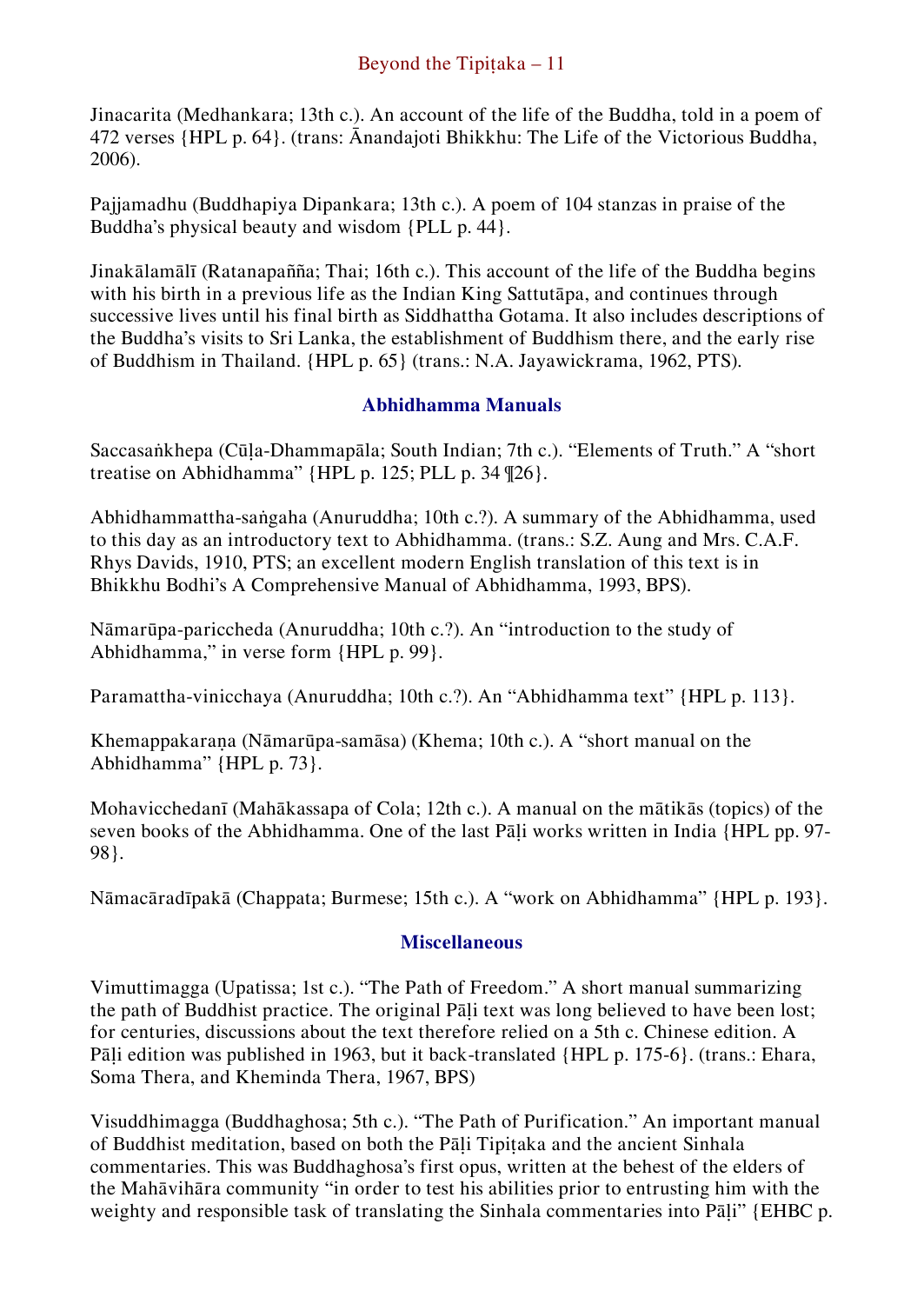Jinacarita (Medhankara; 13th c.). An account of the life of the Buddha, told in a poem of 472 verses {HPL p. 64}. (trans: Ānandajoti Bhikkhu: The Life of the Victorious Buddha, 2006).

Pajjamadhu (Buddhapiya Dipankara; 13th c.). A poem of 104 stanzas in praise of the Buddha's physical beauty and wisdom {PLL p. 44}.

Jinakālamālī (Ratanapañña; Thai; 16th c.). This account of the life of the Buddha begins with his birth in a previous life as the Indian King Sattutāpa, and continues through successive lives until his final birth as Siddhattha Gotama. It also includes descriptions of the Buddha's visits to Sri Lanka, the establishment of Buddhism there, and the early rise of Buddhism in Thailand. {HPL p. 65} (trans.: N.A. Jayawickrama, 1962, PTS).

## Abhidhamma Manuals

Saccasaṅkhepa (Cūḷa-Dhammapāla; South Indian; 7th c.). "Elements of Truth." A "short treatise on Abhidhamma" {HPL p. 125; PLL p. 34 ¶26}.

Abhidhammattha-saṅgaha (Anuruddha; 10th c.?). A summary of the Abhidhamma, used to this day as an introductory text to Abhidhamma. (trans.: S.Z. Aung and Mrs. C.A.F. Rhys Davids, 1910, PTS; an excellent modern English translation of this text is in Bhikkhu Bodhi's A Comprehensive Manual of Abhidhamma, 1993, BPS).

Nāmarūpa-pariccheda (Anuruddha; 10th c.?). An "introduction to the study of Abhidhamma," in verse form {HPL p. 99}.

Paramattha-vinicchaya (Anuruddha; 10th c.?). An "Abhidhamma text" {HPL p. 113}.

Khemappakaraṇa (Nāmarūpa-samāsa) (Khema; 10th c.). A "short manual on the Abhidhamma" {HPL p. 73}.

Mohavicchedanī (Mahākassapa of Cola; 12th c.). A manual on the mātikās (topics) of the seven books of the Abhidhamma. One of the last Pāḷi works written in India {HPL pp. 97-98}.

Nāmacāradīpakā (Chappata; Burmese; 15th c.). A "work on Abhidhamma" {HPL p. 193}.

## Miscellaneous

Vimuttimagga (Upatissa; 1st c.). "The Path of Freedom." A short manual summarizing the path of Buddhist practice. The original Pāḷi text was long believed to have been lost; for centuries, discussions about the text therefore relied on a 5th c. Chinese edition. A Pāḷi edition was published in 1963, but it back-translated {HPL p. 175-6}. (trans.: Ehara, Soma Thera, and Kheminda Thera, 1967, BPS)

Visuddhimagga (Buddhaghosa; 5th c.). "The Path of Purification." An important manual of Buddhist meditation, based on both the Pāḷi Tipiṭaka and the ancient Sinhala commentaries. This was Buddhaghosa's first opus, written at the behest of the elders of the Mahāvihāra community "in order to test his abilities prior to entrusting him with the weighty and responsible task of translating the Sinhala commentaries into Pāḷi" {EHBC p.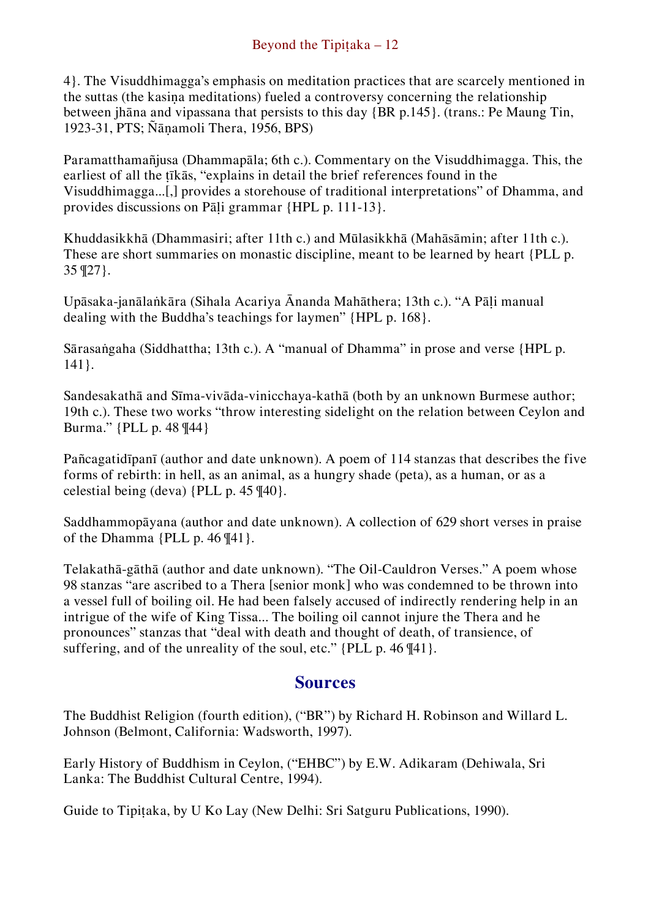4}. The Visuddhimagga's emphasis on meditation practices that are scarcely mentioned in the suttas (the kasiṇa meditations) fueled a controversy concerning the relationship between jhāna and vipassana that persists to this day {BR p.145}. (trans.: Pe Maung Tin, 1923-31, PTS; Ñāṇamoli Thera, 1956, BPS)

Paramatthamañjusa (Dhammapāla; 6th c.). Commentary on the Visuddhimagga. This, the earliest of all the ṭīkās, "explains in detail the brief references found in the Visuddhimagga...[,] provides a storehouse of traditional interpretations" of Dhamma, and provides discussions on Pāḷi grammar {HPL p. 111-13}.

Khuddasikkhā (Dhammasiri; after 11th c.) and Mūlasikkhā (Mahāsāmin; after 11th c.). These are short summaries on monastic discipline, meant to be learned by heart {PLL p. 35 ¶27}.

Upāsaka-janālaṅkāra (Sihala Acariya Ānanda Mahāthera; 13th c.). "A Pāḷi manual dealing with the Buddha's teachings for laymen" {HPL p. 168}.

Sārasaṅgaha (Siddhattha; 13th c.). A "manual of Dhamma" in prose and verse {HPL p. 141}.

Sandesakathā and Sīma-vivāda-vinicchaya-kathā (both by an unknown Burmese author; 19th c.). These two works "throw interesting sidelight on the relation between Ceylon and Burma." {PLL p. 48 ¶44}

Pañcagatidīpanī (author and date unknown). A poem of 114 stanzas that describes the five forms of rebirth: in hell, as an animal, as a hungry shade (peta), as a human, or as a celestial being (deva) {PLL p. 45 ¶40}.

Saddhammopāyana (author and date unknown). A collection of 629 short verses in praise of the Dhamma {PLL p. 46 ¶41}.

Telakathā-gāthā (author and date unknown). "The Oil-Cauldron Verses." A poem whose 98 stanzas "are ascribed to a Thera [senior monk] who was condemned to be thrown into a vessel full of boiling oil. He had been falsely accused of indirectly rendering help in an intrigue of the wife of King Tissa... The boiling oil cannot injure the Thera and he pronounces" stanzas that "deal with death and thought of death, of transience, of suffering, and of the unreality of the soul, etc." {PLL p. 46 ¶41}.

## Sources

The Buddhist Religion (fourth edition), ("BR") by Richard H. Robinson and Willard L. Johnson (Belmont, California: Wadsworth, 1997).

Early History of Buddhism in Ceylon, ("EHBC") by E.W. Adikaram (Dehiwala, Sri Lanka: The Buddhist Cultural Centre, 1994).

Guide to Tipiṭaka, by U Ko Lay (New Delhi: Sri Satguru Publications, 1990).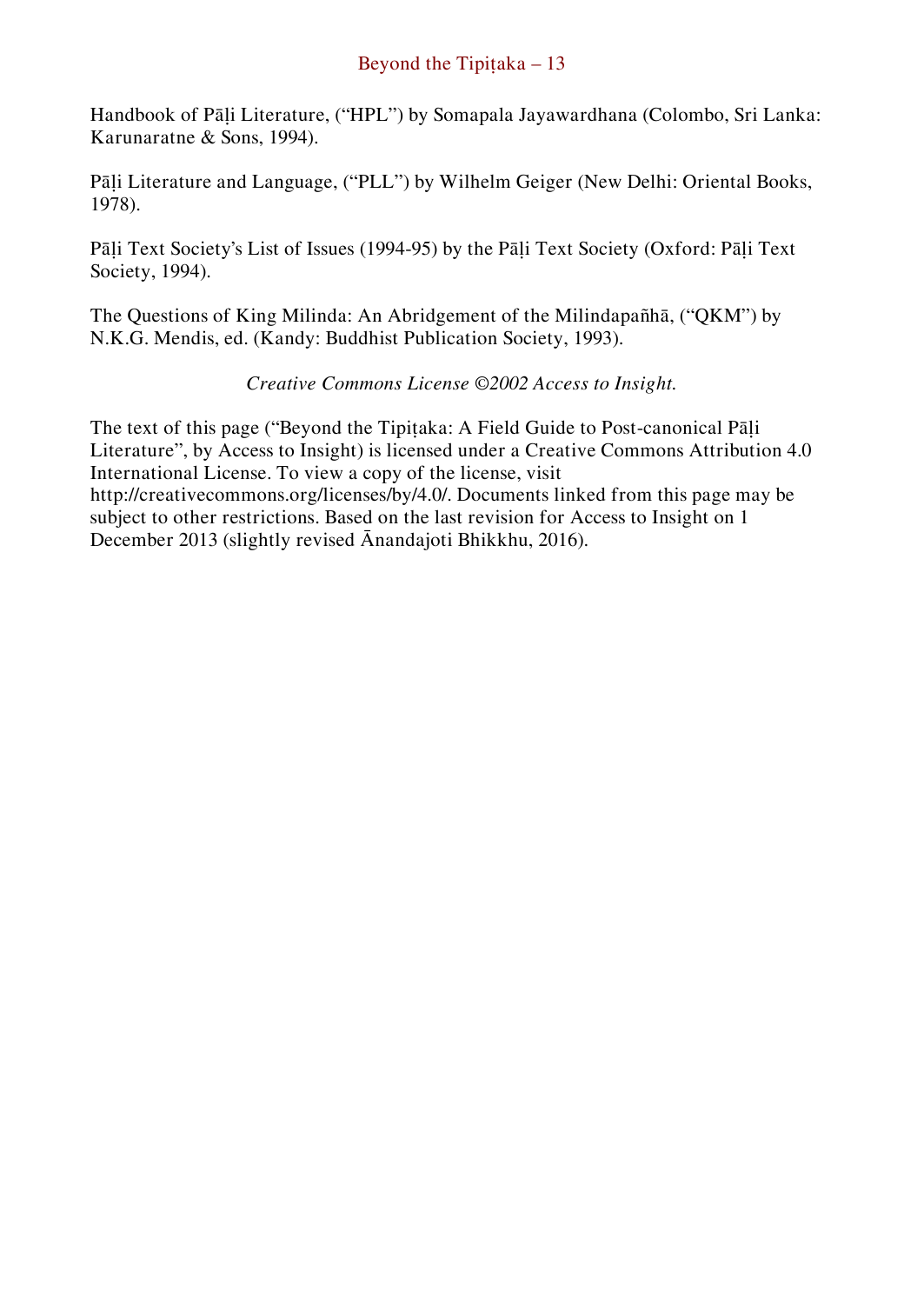Handbook of Pāḷi Literature, ("HPL") by Somapala Jayawardhana (Colombo, Sri Lanka: Karunaratne & Sons, 1994).

Pāḷi Literature and Language, ("PLL") by Wilhelm Geiger (New Delhi: Oriental Books, 1978).

Pāḷi Text Society's List of Issues (1994-95) by the Pāḷi Text Society (Oxford: Pāḷi Text Society, 1994).

The Questions of King Milinda: An Abridgement of the Milindapañhā, ("QKM") by N.K.G. Mendis, ed. (Kandy: Buddhist Publication Society, 1993).

*Creative Commons License ©2002 Access to Insight.*

The text of this page ("Beyond the Tipiṭaka: A Field Guide to Post-canonical Pāḷi Literature", by Access to Insight) is licensed under a Creative Commons Attribution 4.0 International License. To view a copy of the license, visit http://creativecommons.org/licenses/by/4.0/. Documents linked from this page may be subject to other restrictions. Based on the last revision for Access to Insight on 1 December 2013 (slightly revised Ānandajoti Bhikkhu, 2016).